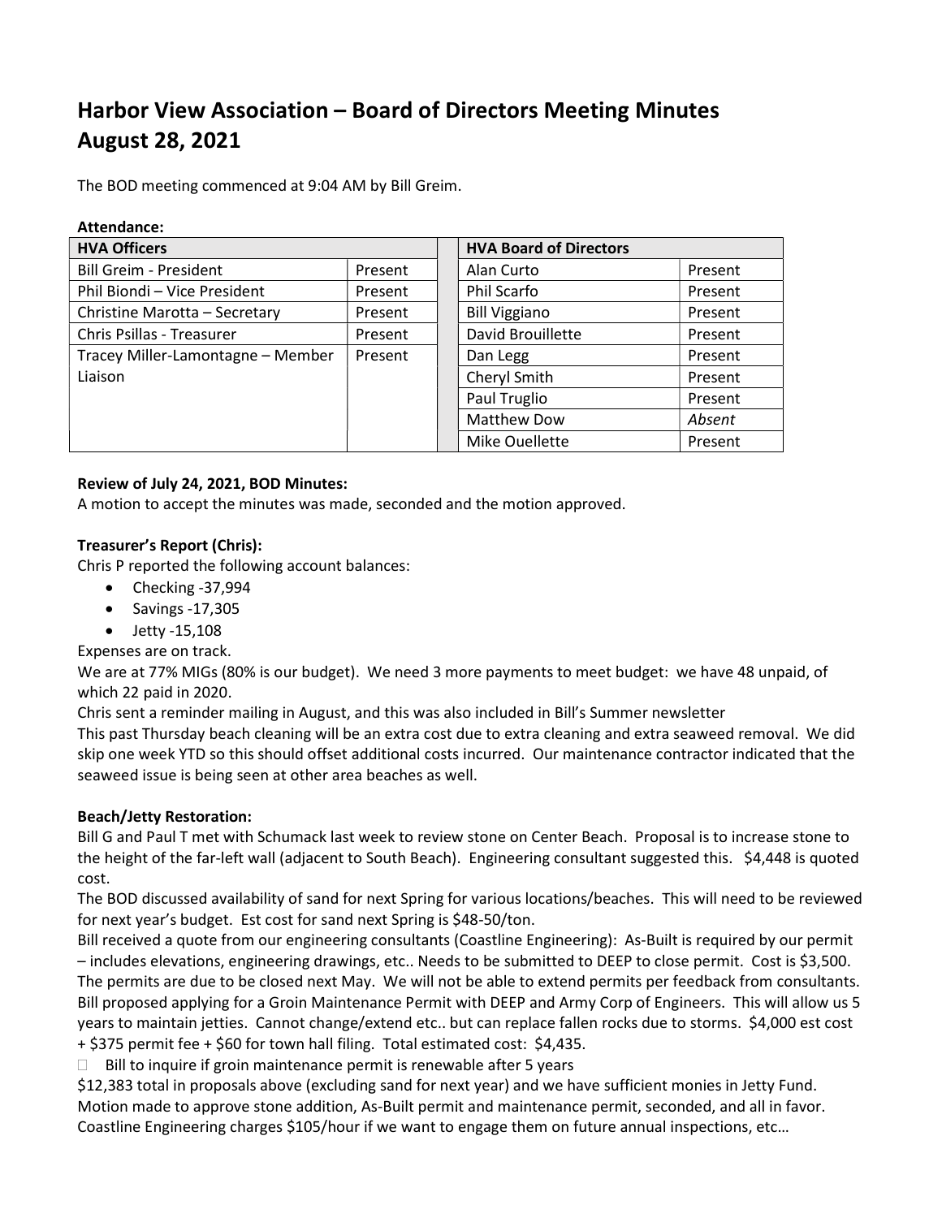# Harbor View Association – Board of Directors Meeting Minutes
# August 28, 2021

The BOD meeting commenced at 9:04 AM by Bill Greim.

**Attendance:**

| HVA Officers | | | HVA Board of Directors | |
|---|---|---|---|---|
| Bill Greim - President | Present | | Alan Curto | Present |
| Phil Biondi – Vice President | Present | | Phil Scarfo | Present |
| Christine Marotta – Secretary | Present | | Bill Viggiano | Present |
| Chris Psillas - Treasurer | Present | | David Brouillette | Present |
| Tracey Miller-Lamontagne – Member Liaison | Present | | Dan Legg | Present |
| | | | Cheryl Smith | Present |
| | | | Paul Truglio | Present |
| | | | Matthew Dow | *Absent* |
| | | | Mike Ouellette | Present |

**Review of July 24, 2021, BOD Minutes:**

A motion to accept the minutes was made, seconded and the motion approved.

**Treasurer's Report (Chris):**

Chris P reported the following account balances:

- Checking -37,994
- Savings -17,305
- Jetty -15,108

Expenses are on track.

We are at 77% MIGs (80% is our budget). We need 3 more payments to meet budget: we have 48 unpaid, of which 22 paid in 2020.

Chris sent a reminder mailing in August, and this was also included in Bill's Summer newsletter

This past Thursday beach cleaning will be an extra cost due to extra cleaning and extra seaweed removal. We did skip one week YTD so this should offset additional costs incurred. Our maintenance contractor indicated that the seaweed issue is being seen at other area beaches as well.

**Beach/Jetty Restoration:**

Bill G and Paul T met with Schumack last week to review stone on Center Beach. Proposal is to increase stone to the height of the far-left wall (adjacent to South Beach). Engineering consultant suggested this. $4,448 is quoted cost.

The BOD discussed availability of sand for next Spring for various locations/beaches. This will need to be reviewed for next year's budget. Est cost for sand next Spring is $48-50/ton.

Bill received a quote from our engineering consultants (Coastline Engineering): As-Built is required by our permit – includes elevations, engineering drawings, etc.. Needs to be submitted to DEEP to close permit. Cost is $3,500. The permits are due to be closed next May. We will not be able to extend permits per feedback from consultants.

Bill proposed applying for a Groin Maintenance Permit with DEEP and Army Corp of Engineers. This will allow us 5 years to maintain jetties. Cannot change/extend etc.. but can replace fallen rocks due to storms. $4,000 est cost + $375 permit fee + $60 for town hall filing. Total estimated cost: $4,435.

- ☐ Bill to inquire if groin maintenance permit is renewable after 5 years

$12,383 total in proposals above (excluding sand for next year) and we have sufficient monies in Jetty Fund.

Motion made to approve stone addition, As-Built permit and maintenance permit, seconded, and all in favor.

Coastline Engineering charges $105/hour if we want to engage them on future annual inspections, etc…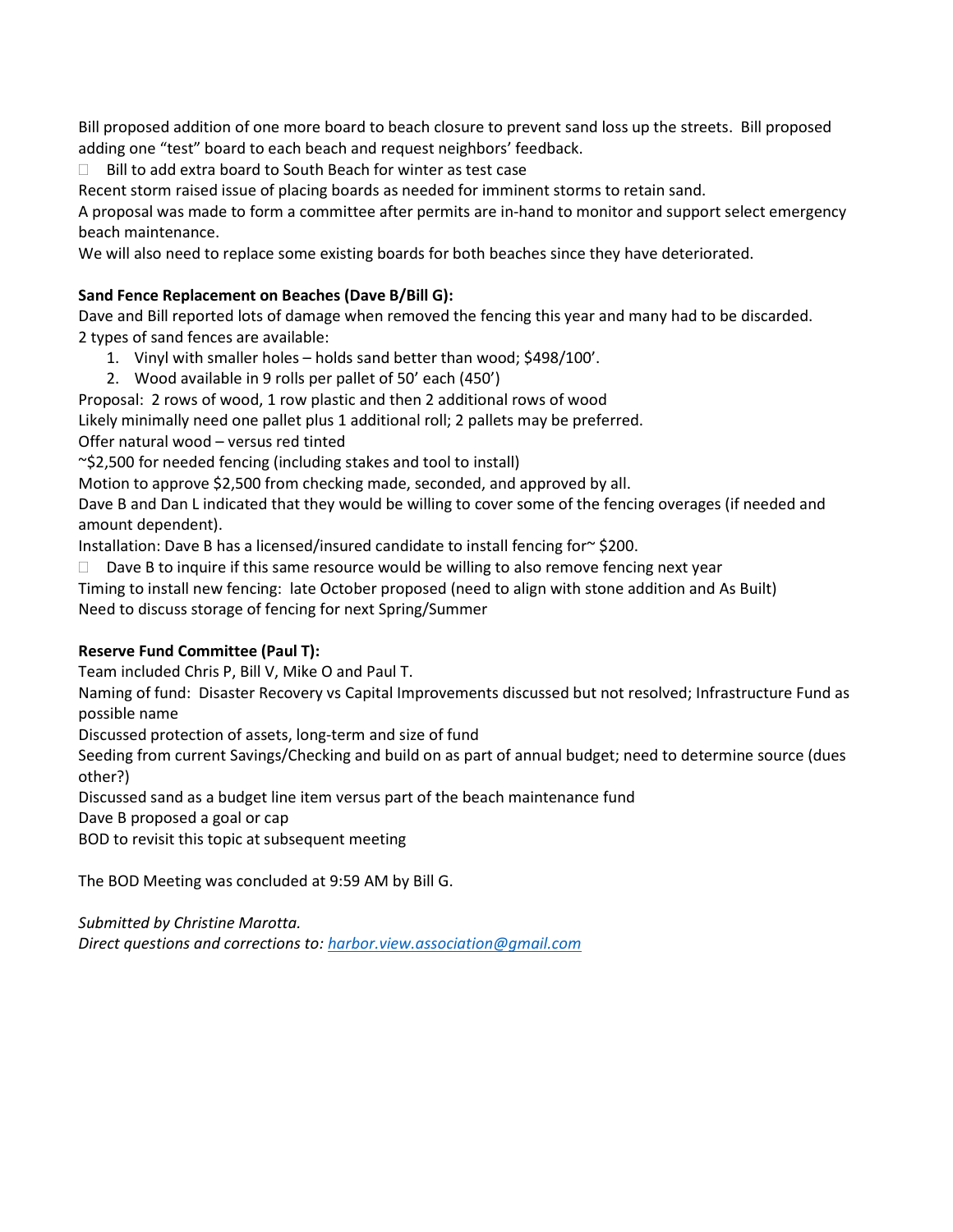Bill proposed addition of one more board to beach closure to prevent sand loss up the streets. Bill proposed adding one "test" board to each beach and request neighbors' feedback.

- [ ] Bill to add extra board to South Beach for winter as test case

Recent storm raised issue of placing boards as needed for imminent storms to retain sand.
A proposal was made to form a committee after permits are in-hand to monitor and support select emergency beach maintenance.
We will also need to replace some existing boards for both beaches since they have deteriorated.

**Sand Fence Replacement on Beaches (Dave B/Bill G):**

Dave and Bill reported lots of damage when removed the fencing this year and many had to be discarded.
2 types of sand fences are available:

1. Vinyl with smaller holes – holds sand better than wood; $498/100'.
2. Wood available in 9 rolls per pallet of 50' each (450')

Proposal: 2 rows of wood, 1 row plastic and then 2 additional rows of wood
Likely minimally need one pallet plus 1 additional roll; 2 pallets may be preferred.
Offer natural wood – versus red tinted
~$2,500 for needed fencing (including stakes and tool to install)
Motion to approve $2,500 from checking made, seconded, and approved by all.
Dave B and Dan L indicated that they would be willing to cover some of the fencing overages (if needed and amount dependent).
Installation: Dave B has a licensed/insured candidate to install fencing for~ $200.

- [ ] Dave B to inquire if this same resource would be willing to also remove fencing next year

Timing to install new fencing: late October proposed (need to align with stone addition and As Built)
Need to discuss storage of fencing for next Spring/Summer

**Reserve Fund Committee (Paul T):**

Team included Chris P, Bill V, Mike O and Paul T.
Naming of fund: Disaster Recovery vs Capital Improvements discussed but not resolved; Infrastructure Fund as possible name
Discussed protection of assets, long-term and size of fund
Seeding from current Savings/Checking and build on as part of annual budget; need to determine source (dues other?)
Discussed sand as a budget line item versus part of the beach maintenance fund
Dave B proposed a goal or cap
BOD to revisit this topic at subsequent meeting

The BOD Meeting was concluded at 9:59 AM by Bill G.

*Submitted by Christine Marotta.*
*Direct questions and corrections to: harbor.view.association@gmail.com*